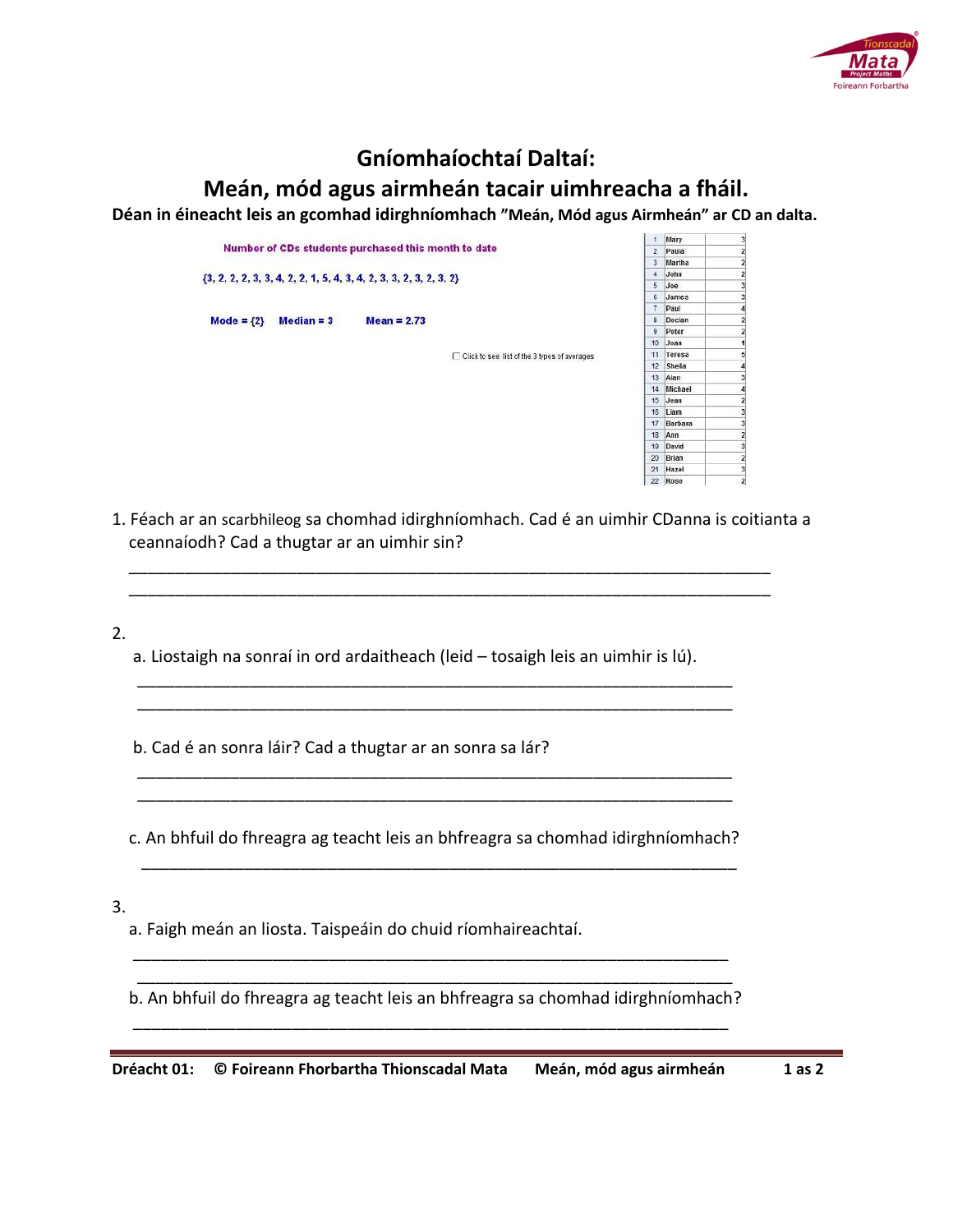# Gníomhaíochtaí Daltaí:

## Meán, mód agus airmheán tacair uimhreacha a fháil.

**Déan in éineacht leis an gcomhad idirghníomhach "Meán, Mód agus Airmheán" ar CD an dalta.**

Number of CDs students purchased this month to date

{3, 2, 2, 2, 3, 3, 4, 2, 2, 1, 5, 4, 3, 4, 2, 3, 3, 2, 3, 2, 3, 2}

Mode = {2}   Median = 3   Mean = 2.73

☐ Click to see list of the 3 types of averages

| | | |
|---|---|---|
| 1 | Mary | 3 |
| 2 | Paula | 2 |
| 3 | Martha | 2 |
| 4 | John | 2 |
| 5 | Joe | 3 |
| 6 | James | 3 |
| 7 | Paul | 4 |
| 8 | Declan | 2 |
| 9 | Peter | 2 |
| 10 | Joan | 1 |
| 11 | Teresa | 5 |
| 12 | Sheila | 4 |
| 13 | Alan | 3 |
| 14 | Michael | 4 |
| 15 | Jean | 2 |
| 16 | Liam | 3 |
| 17 | Barbara | 3 |
| 18 | Ann | 2 |
| 19 | David | 3 |
| 20 | Brian | 2 |
| 21 | Hazel | 3 |
| 22 | Rose | 2 |

1. Féach ar an scarbhileog sa chomhad idirghníomhach. Cad é an uimhir CDanna is coitianta a ceannaíodh? Cad a thugtar ar an uimhir sin?

_______________________________________________________________________
_______________________________________________________________________

2.

   a. Liostaigh na sonraí in ord ardaitheach (leid – tosaigh leis an uimhir is lú).

   _______________________________________________________________________
   _______________________________________________________________________

   b. Cad é an sonra láir? Cad a thugtar ar an sonra sa lár?

   _______________________________________________________________________
   _______________________________________________________________________

   c. An bhfuil do fhreagra ag teacht leis an bhfreagra sa chomhad idirghníomhach?

   _______________________________________________________________________

3.

   a. Faigh meán an liosta. Taispeáin do chuid ríomhaireachtaí.

   _______________________________________________________________________
   _______________________________________________________________________

   b. An bhfuil do fhreagra ag teacht leis an bhfreagra sa chomhad idirghníomhach?

   _______________________________________________________________________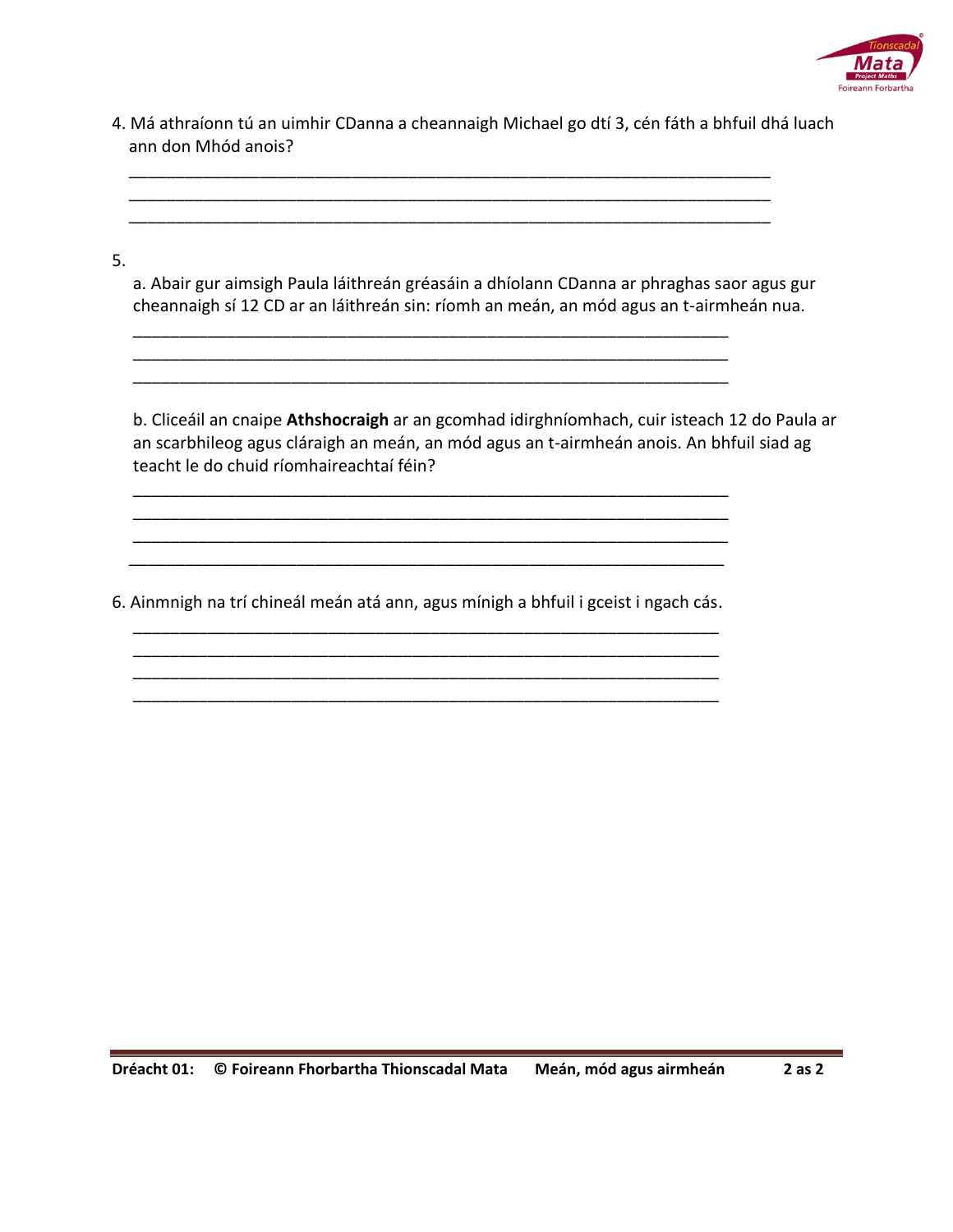4. Má athraíonn tú an uimhir CDanna a cheannaigh Michael go dtí 3, cén fáth a bhfuil dhá luach ann don Mhód anois?

_______________________________________________________________________
_______________________________________________________________________
_______________________________________________________________________

5.

a. Abair gur aimsigh Paula láithreán gréasáin a dhíolann CDanna ar phraghas saor agus gur cheannaigh sí 12 CD ar an láithreán sin: ríomh an meán, an mód agus an t-airmheán nua.

_________________________________________________________________
_________________________________________________________________
_________________________________________________________________

b. Cliceáil an cnaipe **Athshocraigh** ar an gcomhad idirghníomhach, cuir isteach 12 do Paula ar an scarbhileog agus cláraigh an meán, an mód agus an t-airmheán anois. An bhfuil siad ag teacht le do chuid ríomhaireachtaí féin?

_________________________________________________________________
_________________________________________________________________
_________________________________________________________________
_________________________________________________________________

6. Ainmnigh na trí chineál meán atá ann, agus mínigh a bhfuil i gceist i ngach cás.

________________________________________________________________
________________________________________________________________
________________________________________________________________
________________________________________________________________